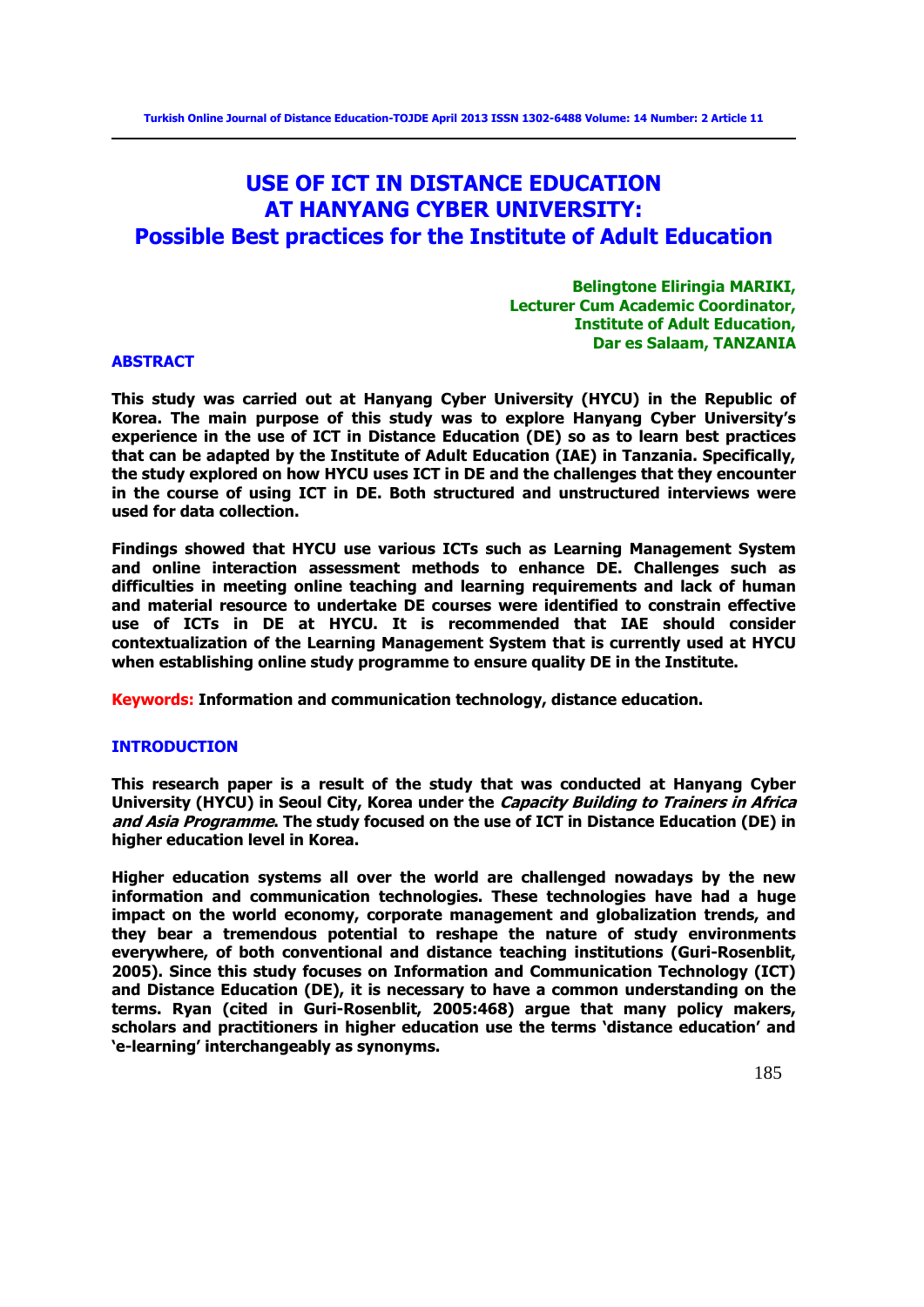# USE OF ICT IN DISTANCE EDUCATION AT HANYANG CYBER UNIVERSITY: Possible Best practices for the Institute of Adult Education

**Belingtone Eliringia MARIKI,**
**Lecturer Cum Academic Coordinator,**
**Institute of Adult Education,**
**Dar es Salaam, TANZANIA**

## ABSTRACT

This study was carried out at Hanyang Cyber University (HYCU) in the Republic of Korea. The main purpose of this study was to explore Hanyang Cyber University's experience in the use of ICT in Distance Education (DE) so as to learn best practices that can be adapted by the Institute of Adult Education (IAE) in Tanzania. Specifically, the study explored on how HYCU uses ICT in DE and the challenges that they encounter in the course of using ICT in DE. Both structured and unstructured interviews were used for data collection.

Findings showed that HYCU use various ICTs such as Learning Management System and online interaction assessment methods to enhance DE. Challenges such as difficulties in meeting online teaching and learning requirements and lack of human and material resource to undertake DE courses were identified to constrain effective use of ICTs in DE at HYCU. It is recommended that IAE should consider contextualization of the Learning Management System that is currently used at HYCU when establishing online study programme to ensure quality DE in the Institute.

**Keywords:** Information and communication technology, distance education.

## INTRODUCTION

This research paper is a result of the study that was conducted at Hanyang Cyber University (HYCU) in Seoul City, Korea under the *Capacity Building to Trainers in Africa and Asia Programme*. The study focused on the use of ICT in Distance Education (DE) in higher education level in Korea.

Higher education systems all over the world are challenged nowadays by the new information and communication technologies. These technologies have had a huge impact on the world economy, corporate management and globalization trends, and they bear a tremendous potential to reshape the nature of study environments everywhere, of both conventional and distance teaching institutions (Guri-Rosenblit, 2005). Since this study focuses on Information and Communication Technology (ICT) and Distance Education (DE), it is necessary to have a common understanding on the terms. Ryan (cited in Guri-Rosenblit, 2005:468) argue that many policy makers, scholars and practitioners in higher education use the terms 'distance education' and 'e-learning' interchangeably as synonyms.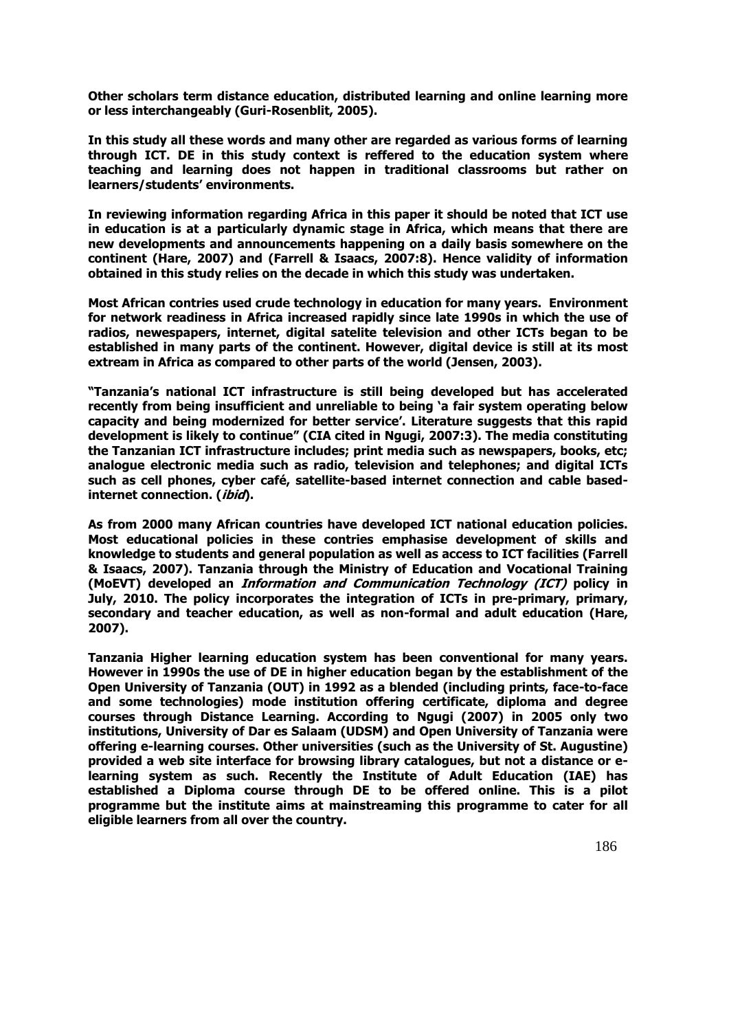**Other scholars term distance education, distributed learning and online learning more or less interchangeably (Guri-Rosenblit, 2005).**

**In this study all these words and many other are regarded as various forms of learning through ICT. DE in this study context is reffered to the education system where teaching and learning does not happen in traditional classrooms but rather on learners/students' environments.**

**In reviewing information regarding Africa in this paper it should be noted that ICT use in education is at a particularly dynamic stage in Africa, which means that there are new developments and announcements happening on a daily basis somewhere on the continent (Hare, 2007) and (Farrell & Isaacs, 2007:8). Hence validity of information obtained in this study relies on the decade in which this study was undertaken.**

**Most African contries used crude technology in education for many years. Environment for network readiness in Africa increased rapidly since late 1990s in which the use of radios, newespapers, internet, digital satelite television and other ICTs began to be established in many parts of the continent. However, digital device is still at its most extream in Africa as compared to other parts of the world (Jensen, 2003).**

**"Tanzania's national ICT infrastructure is still being developed but has accelerated recently from being insufficient and unreliable to being 'a fair system operating below capacity and being modernized for better service'. Literature suggests that this rapid development is likely to continue" (CIA cited in Ngugi, 2007:3). The media constituting the Tanzanian ICT infrastructure includes; print media such as newspapers, books, etc; analogue electronic media such as radio, television and telephones; and digital ICTs such as cell phones, cyber café, satellite-based internet connection and cable based-internet connection. (*ibid*).**

**As from 2000 many African countries have developed ICT national education policies. Most educational policies in these contries emphasise development of skills and knowledge to students and general population as well as access to ICT facilities (Farrell & Isaacs, 2007). Tanzania through the Ministry of Education and Vocational Training (MoEVT) developed an *Information and Communication Technology (ICT)* policy in July, 2010. The policy incorporates the integration of ICTs in pre-primary, primary, secondary and teacher education, as well as non-formal and adult education (Hare, 2007).**

**Tanzania Higher learning education system has been conventional for many years. However in 1990s the use of DE in higher education began by the establishment of the Open University of Tanzania (OUT) in 1992 as a blended (including prints, face-to-face and some technologies) mode institution offering certificate, diploma and degree courses through Distance Learning. According to Ngugi (2007) in 2005 only two institutions, University of Dar es Salaam (UDSM) and Open University of Tanzania were offering e-learning courses. Other universities (such as the University of St. Augustine) provided a web site interface for browsing library catalogues, but not a distance or e-learning system as such. Recently the Institute of Adult Education (IAE) has established a Diploma course through DE to be offered online. This is a pilot programme but the institute aims at mainstreaming this programme to cater for all eligible learners from all over the country.**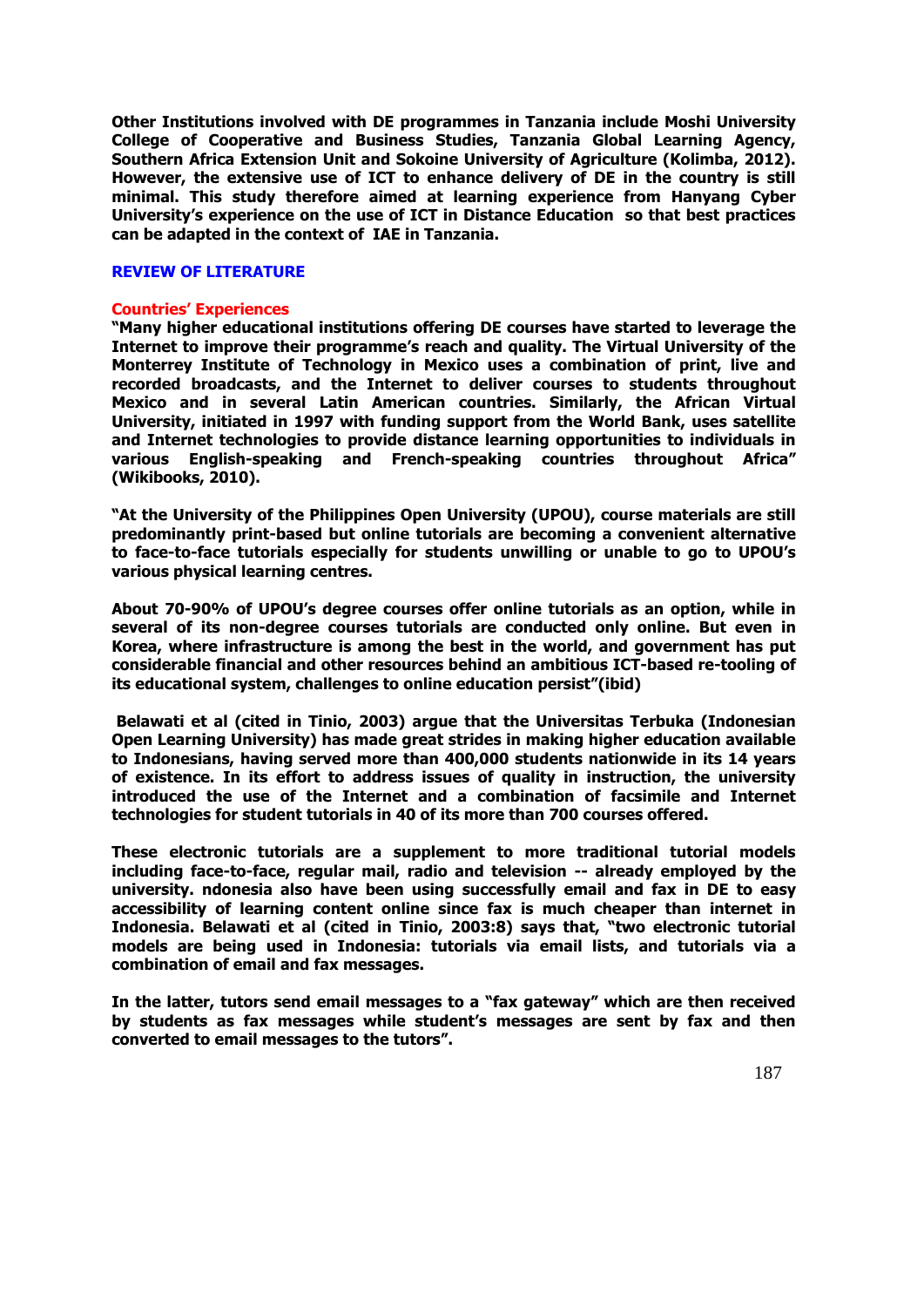**Other Institutions involved with DE programmes in Tanzania include Moshi University College of Cooperative and Business Studies, Tanzania Global Learning Agency, Southern Africa Extension Unit and Sokoine University of Agriculture (Kolimba, 2012). However, the extensive use of ICT to enhance delivery of DE in the country is still minimal. This study therefore aimed at learning experience from Hanyang Cyber University's experience on the use of ICT in Distance Education so that best practices can be adapted in the context of IAE in Tanzania.**

## REVIEW OF LITERATURE

### Countries' Experiences

**"Many higher educational institutions offering DE courses have started to leverage the Internet to improve their programme's reach and quality. The Virtual University of the Monterrey Institute of Technology in Mexico uses a combination of print, live and recorded broadcasts, and the Internet to deliver courses to students throughout Mexico and in several Latin American countries. Similarly, the African Virtual University, initiated in 1997 with funding support from the World Bank, uses satellite and Internet technologies to provide distance learning opportunities to individuals in various English-speaking and French-speaking countries throughout Africa" (Wikibooks, 2010).**

**"At the University of the Philippines Open University (UPOU), course materials are still predominantly print-based but online tutorials are becoming a convenient alternative to face-to-face tutorials especially for students unwilling or unable to go to UPOU's various physical learning centres.**

**About 70-90% of UPOU's degree courses offer online tutorials as an option, while in several of its non-degree courses tutorials are conducted only online. But even in Korea, where infrastructure is among the best in the world, and government has put considerable financial and other resources behind an ambitious ICT-based re-tooling of its educational system, challenges to online education persist"(ibid)**

**Belawati et al (cited in Tinio, 2003) argue that the Universitas Terbuka (Indonesian Open Learning University) has made great strides in making higher education available to Indonesians, having served more than 400,000 students nationwide in its 14 years of existence. In its effort to address issues of quality in instruction, the university introduced the use of the Internet and a combination of facsimile and Internet technologies for student tutorials in 40 of its more than 700 courses offered.**

**These electronic tutorials are a supplement to more traditional tutorial models including face-to-face, regular mail, radio and television -- already employed by the university. ndonesia also have been using successfully email and fax in DE to easy accessibility of learning content online since fax is much cheaper than internet in Indonesia. Belawati et al (cited in Tinio, 2003:8) says that, "two electronic tutorial models are being used in Indonesia: tutorials via email lists, and tutorials via a combination of email and fax messages.**

**In the latter, tutors send email messages to a "fax gateway" which are then received by students as fax messages while student's messages are sent by fax and then converted to email messages to the tutors".**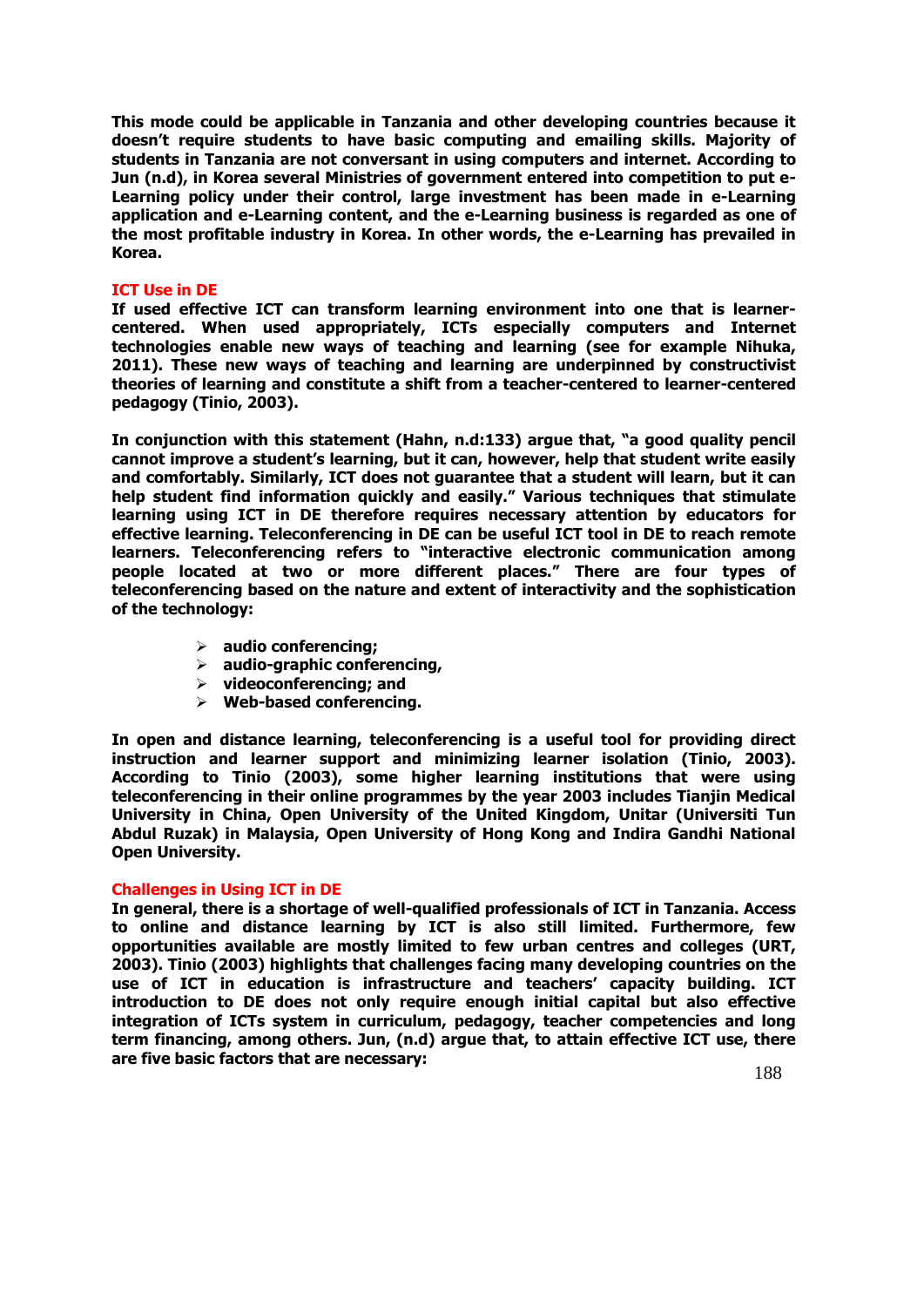**This mode could be applicable in Tanzania and other developing countries because it doesn't require students to have basic computing and emailing skills. Majority of students in Tanzania are not conversant in using computers and internet. According to Jun (n.d), in Korea several Ministries of government entered into competition to put e-Learning policy under their control, large investment has been made in e-Learning application and e-Learning content, and the e-Learning business is regarded as one of the most profitable industry in Korea. In other words, the e-Learning has prevailed in Korea.**

## ICT Use in DE

**If used effective ICT can transform learning environment into one that is learner-centered. When used appropriately, ICTs especially computers and Internet technologies enable new ways of teaching and learning (see for example Nihuka, 2011). These new ways of teaching and learning are underpinned by constructivist theories of learning and constitute a shift from a teacher-centered to learner-centered pedagogy (Tinio, 2003).**

**In conjunction with this statement (Hahn, n.d:133) argue that, "a good quality pencil cannot improve a student's learning, but it can, however, help that student write easily and comfortably. Similarly, ICT does not guarantee that a student will learn, but it can help student find information quickly and easily." Various techniques that stimulate learning using ICT in DE therefore requires necessary attention by educators for effective learning. Teleconferencing in DE can be useful ICT tool in DE to reach remote learners. Teleconferencing refers to "interactive electronic communication among people located at two or more different places." There are four types of teleconferencing based on the nature and extent of interactivity and the sophistication of the technology:**

- **audio conferencing;**
- **audio-graphic conferencing,**
- **videoconferencing; and**
- **Web-based conferencing.**

**In open and distance learning, teleconferencing is a useful tool for providing direct instruction and learner support and minimizing learner isolation (Tinio, 2003). According to Tinio (2003), some higher learning institutions that were using teleconferencing in their online programmes by the year 2003 includes Tianjin Medical University in China, Open University of the United Kingdom, Unitar (Universiti Tun Abdul Ruzak) in Malaysia, Open University of Hong Kong and Indira Gandhi National Open University.**

## Challenges in Using ICT in DE

**In general, there is a shortage of well-qualified professionals of ICT in Tanzania. Access to online and distance learning by ICT is also still limited. Furthermore, few opportunities available are mostly limited to few urban centres and colleges (URT, 2003). Tinio (2003) highlights that challenges facing many developing countries on the use of ICT in education is infrastructure and teachers' capacity building. ICT introduction to DE does not only require enough initial capital but also effective integration of ICTs system in curriculum, pedagogy, teacher competencies and long term financing, among others. Jun, (n.d) argue that, to attain effective ICT use, there are five basic factors that are necessary:**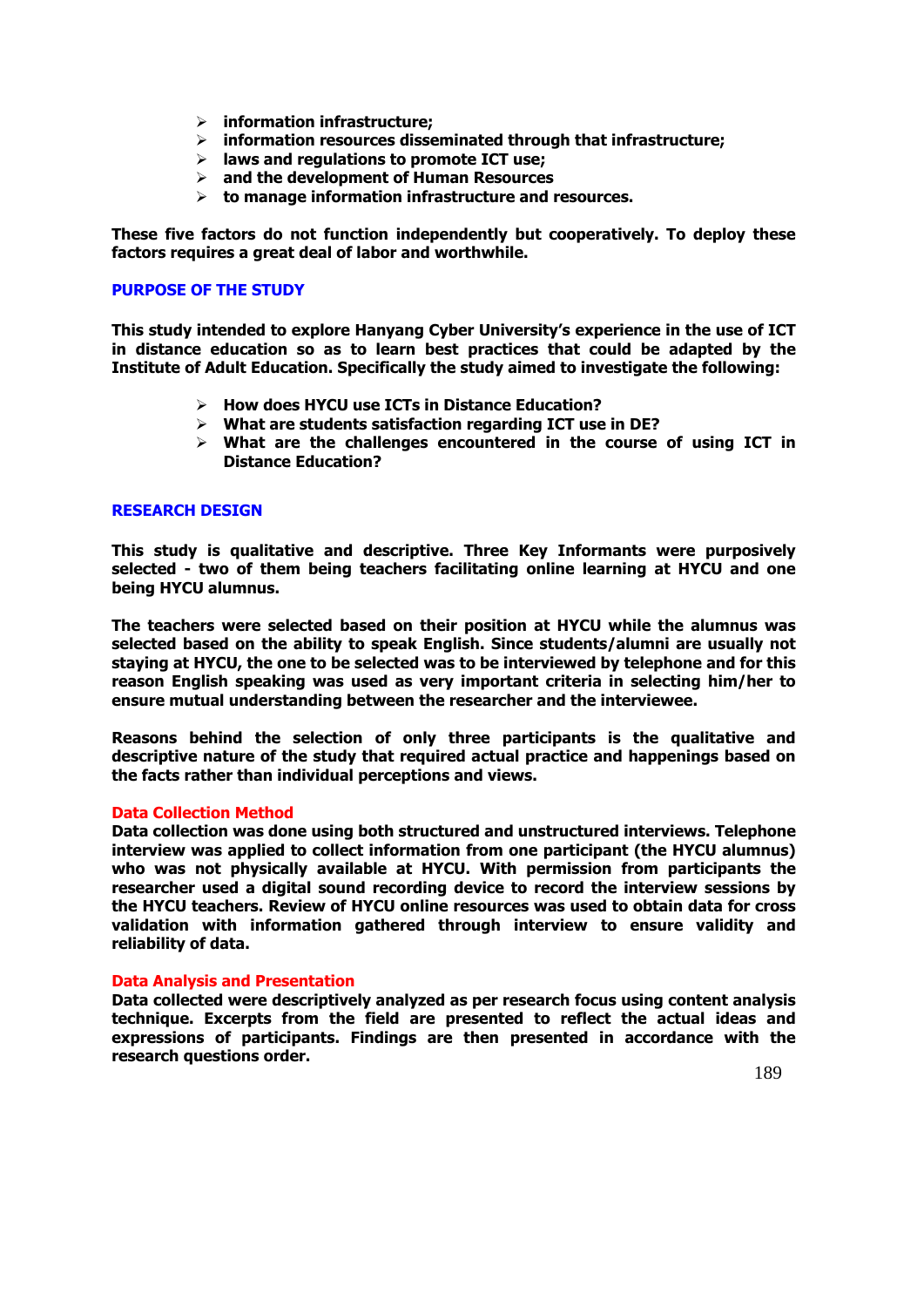- information infrastructure;
- information resources disseminated through that infrastructure;
- laws and regulations to promote ICT use;
- and the development of Human Resources
- to manage information infrastructure and resources.

These five factors do not function independently but cooperatively. To deploy these factors requires a great deal of labor and worthwhile.

## PURPOSE OF THE STUDY

This study intended to explore Hanyang Cyber University's experience in the use of ICT in distance education so as to learn best practices that could be adapted by the Institute of Adult Education. Specifically the study aimed to investigate the following:

- How does HYCU use ICTs in Distance Education?
- What are students satisfaction regarding ICT use in DE?
- What are the challenges encountered in the course of using ICT in Distance Education?

## RESEARCH DESIGN

This study is qualitative and descriptive. Three Key Informants were purposively selected - two of them being teachers facilitating online learning at HYCU and one being HYCU alumnus.

The teachers were selected based on their position at HYCU while the alumnus was selected based on the ability to speak English. Since students/alumni are usually not staying at HYCU, the one to be selected was to be interviewed by telephone and for this reason English speaking was used as very important criteria in selecting him/her to ensure mutual understanding between the researcher and the interviewee.

Reasons behind the selection of only three participants is the qualitative and descriptive nature of the study that required actual practice and happenings based on the facts rather than individual perceptions and views.

### Data Collection Method

Data collection was done using both structured and unstructured interviews. Telephone interview was applied to collect information from one participant (the HYCU alumnus) who was not physically available at HYCU. With permission from participants the researcher used a digital sound recording device to record the interview sessions by the HYCU teachers. Review of HYCU online resources was used to obtain data for cross validation with information gathered through interview to ensure validity and reliability of data.

### Data Analysis and Presentation

Data collected were descriptively analyzed as per research focus using content analysis technique. Excerpts from the field are presented to reflect the actual ideas and expressions of participants. Findings are then presented in accordance with the research questions order.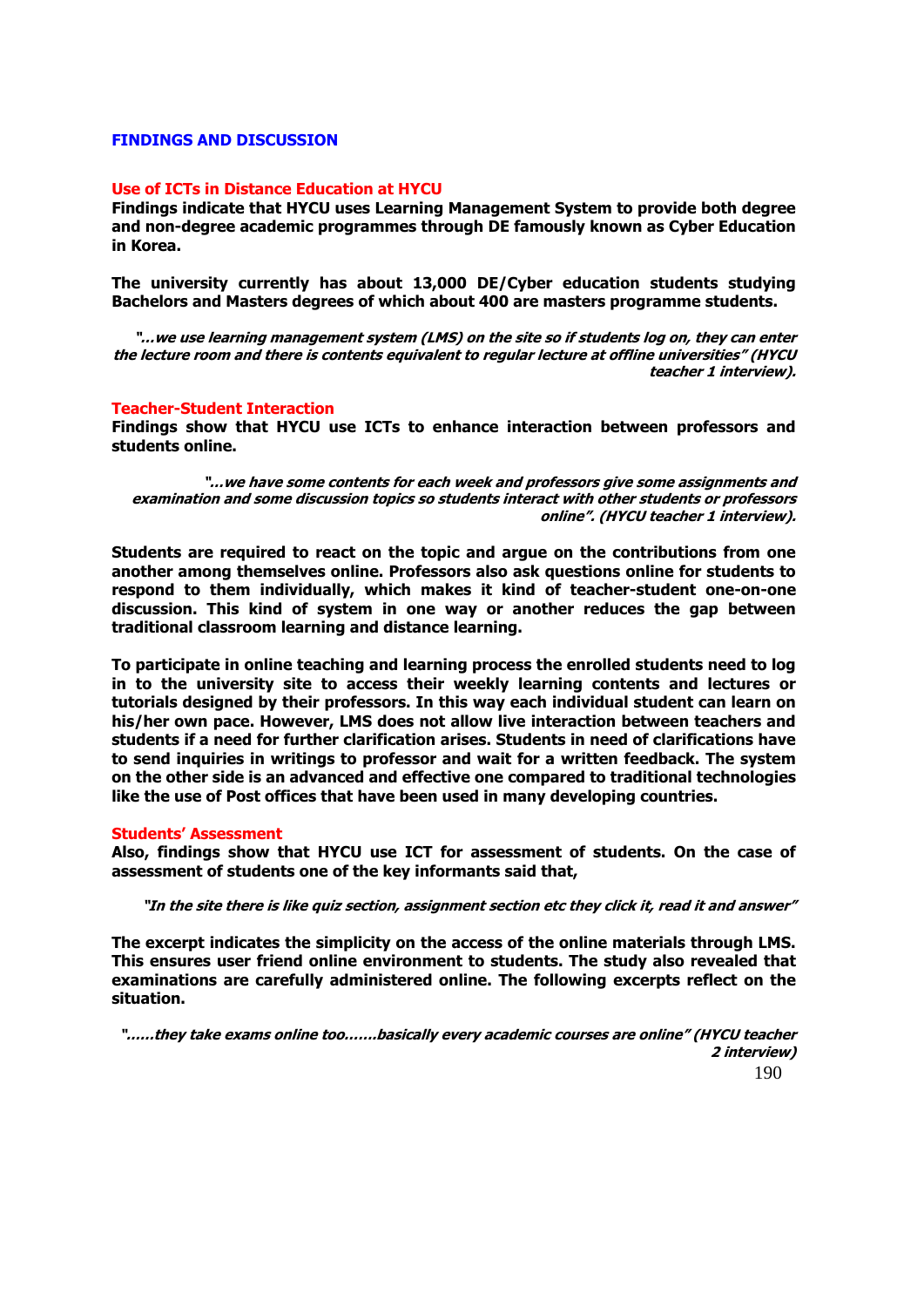## FINDINGS AND DISCUSSION

### Use of ICTs in Distance Education at HYCU

**Findings indicate that HYCU uses Learning Management System to provide both degree and non-degree academic programmes through DE famously known as Cyber Education in Korea.**

**The university currently has about 13,000 DE/Cyber education students studying Bachelors and Masters degrees of which about 400 are masters programme students.**

> ***"…we use learning management system (LMS) on the site so if students log on, they can enter the lecture room and there is contents equivalent to regular lecture at offline universities" (HYCU teacher 1 interview).***

### Teacher-Student Interaction

**Findings show that HYCU use ICTs to enhance interaction between professors and students online.**

> ***"…we have some contents for each week and professors give some assignments and examination and some discussion topics so students interact with other students or professors online". (HYCU teacher 1 interview).***

**Students are required to react on the topic and argue on the contributions from one another among themselves online. Professors also ask questions online for students to respond to them individually, which makes it kind of teacher-student one-on-one discussion. This kind of system in one way or another reduces the gap between traditional classroom learning and distance learning.**

**To participate in online teaching and learning process the enrolled students need to log in to the university site to access their weekly learning contents and lectures or tutorials designed by their professors. In this way each individual student can learn on his/her own pace. However, LMS does not allow live interaction between teachers and students if a need for further clarification arises. Students in need of clarifications have to send inquiries in writings to professor and wait for a written feedback. The system on the other side is an advanced and effective one compared to traditional technologies like the use of Post offices that have been used in many developing countries.**

### Students' Assessment

**Also, findings show that HYCU use ICT for assessment of students. On the case of assessment of students one of the key informants said that,**

> ***"In the site there is like quiz section, assignment section etc they click it, read it and answer"***

**The excerpt indicates the simplicity on the access of the online materials through LMS. This ensures user friend online environment to students. The study also revealed that examinations are carefully administered online. The following excerpts reflect on the situation.**

> ***"……they take exams online too…….basically every academic courses are online" (HYCU teacher 2 interview)***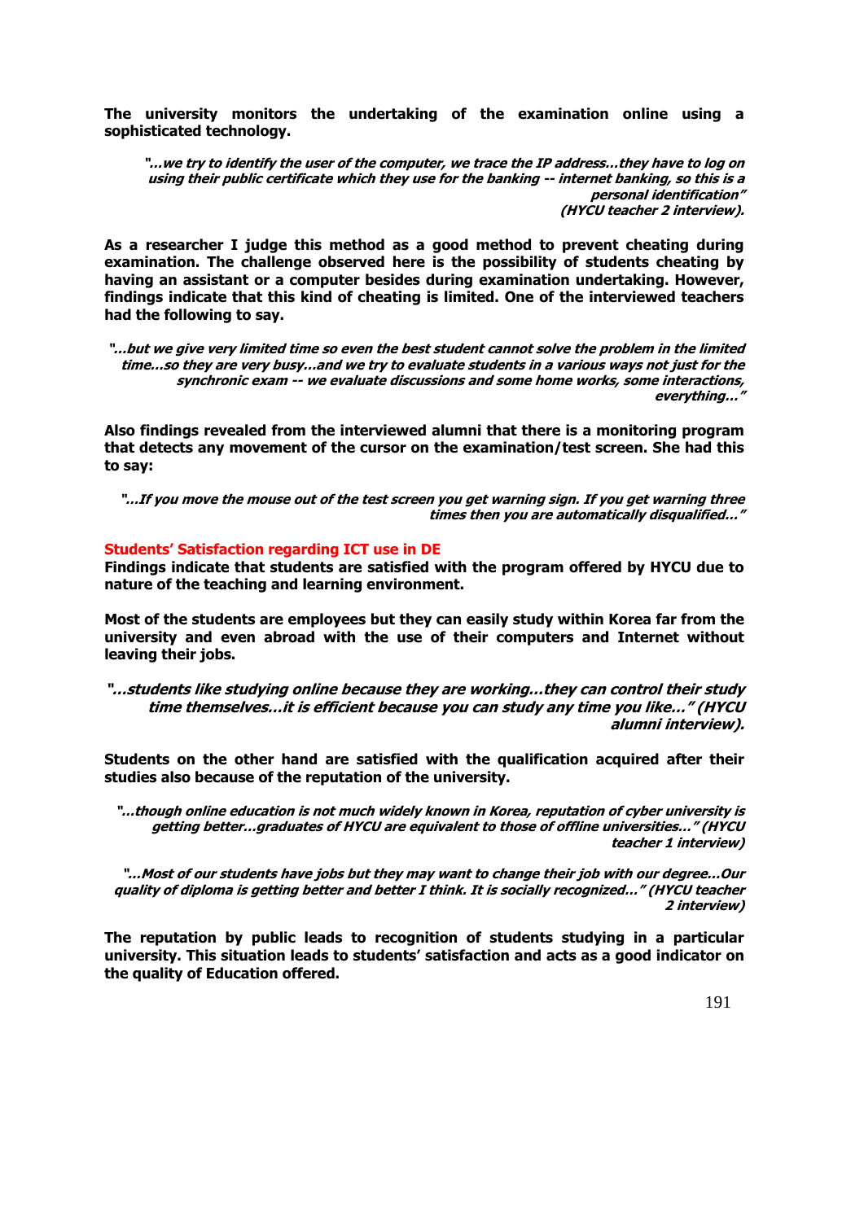**The university monitors the undertaking of the examination online using a sophisticated technology.**

> ***"…we try to identify the user of the computer, we trace the IP address…they have to log on using their public certificate which they use for the banking -- internet banking, so this is a personal identification" (HYCU teacher 2 interview).***

**As a researcher I judge this method as a good method to prevent cheating during examination. The challenge observed here is the possibility of students cheating by having an assistant or a computer besides during examination undertaking. However, findings indicate that this kind of cheating is limited. One of the interviewed teachers had the following to say.**

> ***"…but we give very limited time so even the best student cannot solve the problem in the limited time…so they are very busy…and we try to evaluate students in a various ways not just for the synchronic exam -- we evaluate discussions and some home works, some interactions, everything…"***

**Also findings revealed from the interviewed alumni that there is a monitoring program that detects any movement of the cursor on the examination/test screen. She had this to say:**

> ***"…If you move the mouse out of the test screen you get warning sign. If you get warning three times then you are automatically disqualified…"***

**Students' Satisfaction regarding ICT use in DE**

**Findings indicate that students are satisfied with the program offered by HYCU due to nature of the teaching and learning environment.**

**Most of the students are employees but they can easily study within Korea far from the university and even abroad with the use of their computers and Internet without leaving their jobs.**

> ***"…students like studying online because they are working…they can control their study time themselves…it is efficient because you can study any time you like…" (HYCU alumni interview).***

**Students on the other hand are satisfied with the qualification acquired after their studies also because of the reputation of the university.**

> ***"…though online education is not much widely known in Korea, reputation of cyber university is getting better…graduates of HYCU are equivalent to those of offline universities…" (HYCU teacher 1 interview)***

> ***"…Most of our students have jobs but they may want to change their job with our degree…Our quality of diploma is getting better and better I think. It is socially recognized…" (HYCU teacher 2 interview)***

**The reputation by public leads to recognition of students studying in a particular university. This situation leads to students' satisfaction and acts as a good indicator on the quality of Education offered.**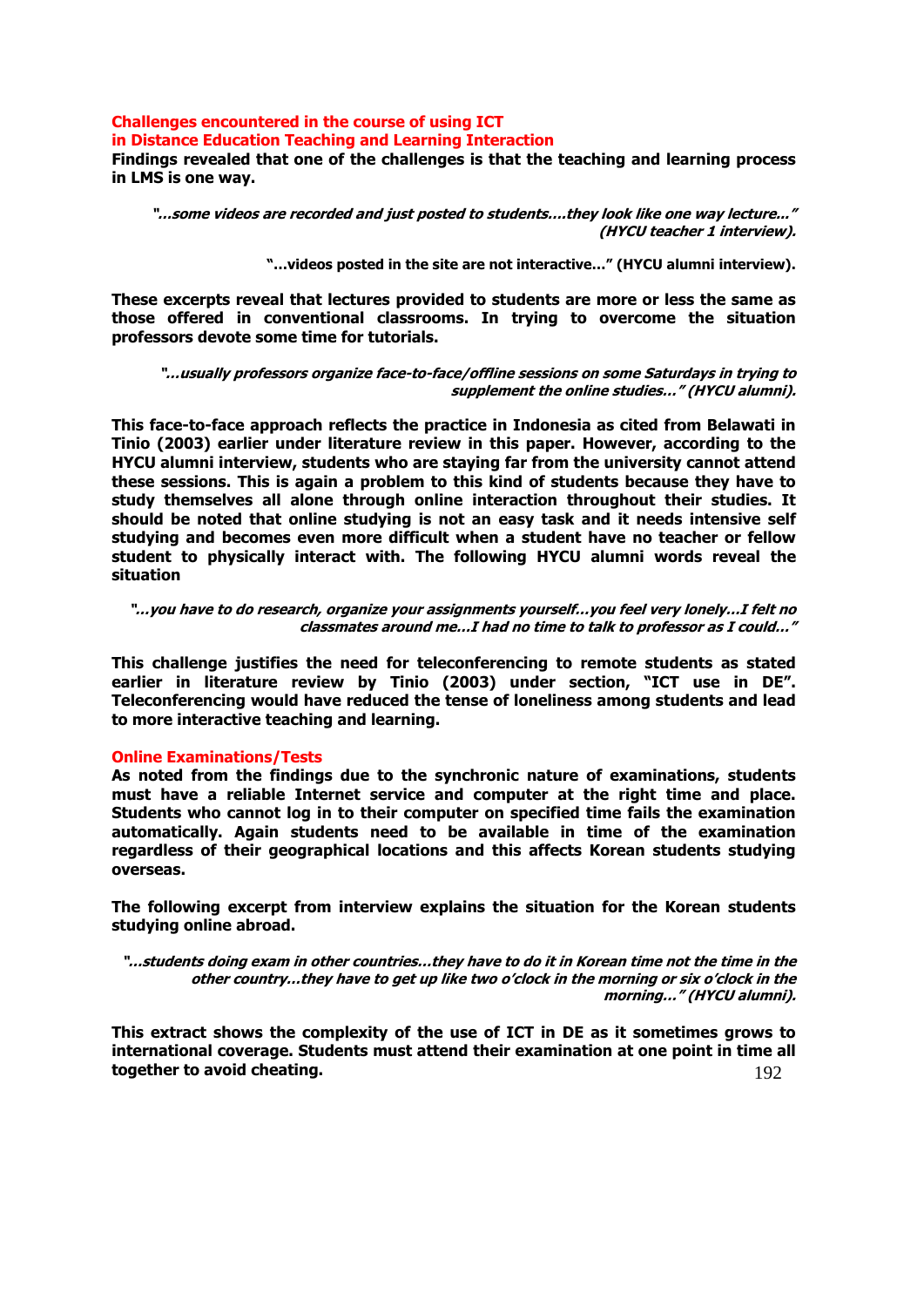## Challenges encountered in the course of using ICT in Distance Education Teaching and Learning Interaction

**Findings revealed that one of the challenges is that the teaching and learning process in LMS is one way.**

> ***"…some videos are recorded and just posted to students….they look like one way lecture…" (HYCU teacher 1 interview).***

> **"…videos posted in the site are not interactive…" (HYCU alumni interview).**

**These excerpts reveal that lectures provided to students are more or less the same as those offered in conventional classrooms. In trying to overcome the situation professors devote some time for tutorials.**

> ***"…usually professors organize face-to-face/offline sessions on some Saturdays in trying to supplement the online studies…" (HYCU alumni).***

**This face-to-face approach reflects the practice in Indonesia as cited from Belawati in Tinio (2003) earlier under literature review in this paper. However, according to the HYCU alumni interview, students who are staying far from the university cannot attend these sessions. This is again a problem to this kind of students because they have to study themselves all alone through online interaction throughout their studies. It should be noted that online studying is not an easy task and it needs intensive self studying and becomes even more difficult when a student have no teacher or fellow student to physically interact with. The following HYCU alumni words reveal the situation**

> ***"…you have to do research, organize your assignments yourself…you feel very lonely…I felt no classmates around me…I had no time to talk to professor as I could…"***

**This challenge justifies the need for teleconferencing to remote students as stated earlier in literature review by Tinio (2003) under section, "ICT use in DE". Teleconferencing would have reduced the tense of loneliness among students and lead to more interactive teaching and learning.**

## Online Examinations/Tests

**As noted from the findings due to the synchronic nature of examinations, students must have a reliable Internet service and computer at the right time and place. Students who cannot log in to their computer on specified time fails the examination automatically. Again students need to be available in time of the examination regardless of their geographical locations and this affects Korean students studying overseas.**

**The following excerpt from interview explains the situation for the Korean students studying online abroad.**

> ***"…students doing exam in other countries…they have to do it in Korean time not the time in the other country…they have to get up like two o'clock in the morning or six o'clock in the morning…" (HYCU alumni).***

**This extract shows the complexity of the use of ICT in DE as it sometimes grows to international coverage. Students must attend their examination at one point in time all together to avoid cheating.**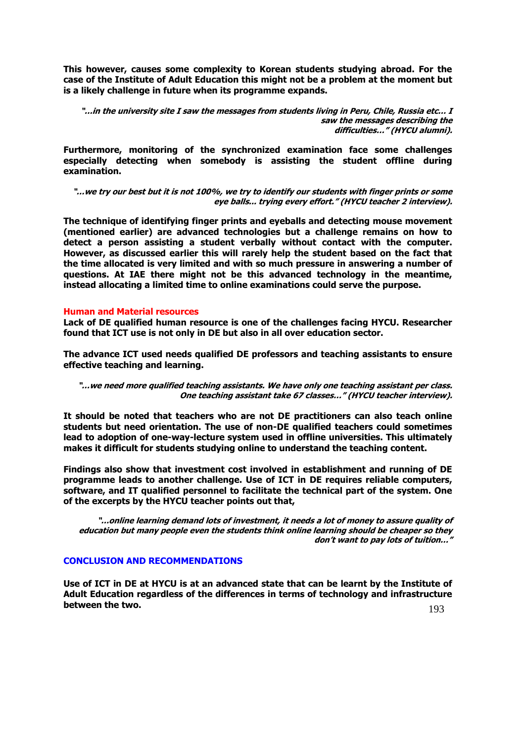**This however, causes some complexity to Korean students studying abroad. For the case of the Institute of Adult Education this might not be a problem at the moment but is a likely challenge in future when its programme expands.**

> ***"…in the university site I saw the messages from students living in Peru, Chile, Russia etc… I saw the messages describing the difficulties…" (HYCU alumni).***

**Furthermore, monitoring of the synchronized examination face some challenges especially detecting when somebody is assisting the student offline during examination.**

> ***"…we try our best but it is not 100%, we try to identify our students with finger prints or some eye balls… trying every effort." (HYCU teacher 2 interview).***

**The technique of identifying finger prints and eyeballs and detecting mouse movement (mentioned earlier) are advanced technologies but a challenge remains on how to detect a person assisting a student verbally without contact with the computer. However, as discussed earlier this will rarely help the student based on the fact that the time allocated is very limited and with so much pressure in answering a number of questions. At IAE there might not be this advanced technology in the meantime, instead allocating a limited time to online examinations could serve the purpose.**

### Human and Material resources

**Lack of DE qualified human resource is one of the challenges facing HYCU. Researcher found that ICT use is not only in DE but also in all over education sector.**

**The advance ICT used needs qualified DE professors and teaching assistants to ensure effective teaching and learning.**

> ***"…we need more qualified teaching assistants. We have only one teaching assistant per class. One teaching assistant take 67 classes…" (HYCU teacher interview).***

**It should be noted that teachers who are not DE practitioners can also teach online students but need orientation. The use of non-DE qualified teachers could sometimes lead to adoption of one-way-lecture system used in offline universities. This ultimately makes it difficult for students studying online to understand the teaching content.**

**Findings also show that investment cost involved in establishment and running of DE programme leads to another challenge. Use of ICT in DE requires reliable computers, software, and IT qualified personnel to facilitate the technical part of the system. One of the excerpts by the HYCU teacher points out that,**

> ***"…online learning demand lots of investment, it needs a lot of money to assure quality of education but many people even the students think online learning should be cheaper so they don't want to pay lots of tuition…"***

## CONCLUSION AND RECOMMENDATIONS

**Use of ICT in DE at HYCU is at an advanced state that can be learnt by the Institute of Adult Education regardless of the differences in terms of technology and infrastructure between the two.**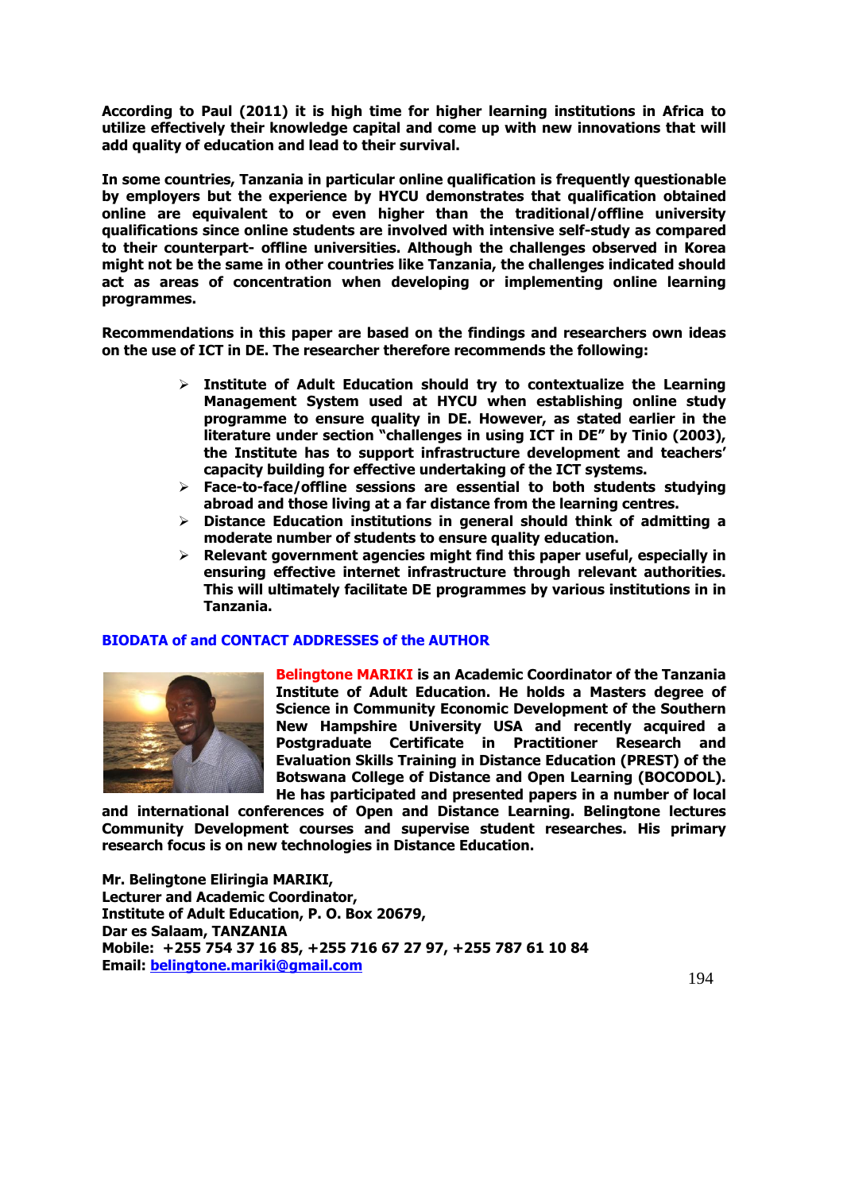**According to Paul (2011) it is high time for higher learning institutions in Africa to utilize effectively their knowledge capital and come up with new innovations that will add quality of education and lead to their survival.**

**In some countries, Tanzania in particular online qualification is frequently questionable by employers but the experience by HYCU demonstrates that qualification obtained online are equivalent to or even higher than the traditional/offline university qualifications since online students are involved with intensive self-study as compared to their counterpart- offline universities. Although the challenges observed in Korea might not be the same in other countries like Tanzania, the challenges indicated should act as areas of concentration when developing or implementing online learning programmes.**

**Recommendations in this paper are based on the findings and researchers own ideas on the use of ICT in DE. The researcher therefore recommends the following:**

- **Institute of Adult Education should try to contextualize the Learning Management System used at HYCU when establishing online study programme to ensure quality in DE. However, as stated earlier in the literature under section "challenges in using ICT in DE" by Tinio (2003), the Institute has to support infrastructure development and teachers' capacity building for effective undertaking of the ICT systems.**
- **Face-to-face/offline sessions are essential to both students studying abroad and those living at a far distance from the learning centres.**
- **Distance Education institutions in general should think of admitting a moderate number of students to ensure quality education.**
- **Relevant government agencies might find this paper useful, especially in ensuring effective internet infrastructure through relevant authorities. This will ultimately facilitate DE programmes by various institutions in in Tanzania.**

## BIODATA of and CONTACT ADDRESSES of the AUTHOR

**Belingtone MARIKI is an Academic Coordinator of the Tanzania Institute of Adult Education. He holds a Masters degree of Science in Community Economic Development of the Southern New Hampshire University USA and recently acquired a Postgraduate Certificate in Practitioner Research and Evaluation Skills Training in Distance Education (PREST) of the Botswana College of Distance and Open Learning (BOCODOL). He has participated and presented papers in a number of local and international conferences of Open and Distance Learning. Belingtone lectures Community Development courses and supervise student researches. His primary research focus is on new technologies in Distance Education.**

**Mr. Belingtone Eliringia MARIKI,**
**Lecturer and Academic Coordinator,**
**Institute of Adult Education, P. O. Box 20679,**
**Dar es Salaam, TANZANIA**
**Mobile: +255 754 37 16 85, +255 716 67 27 97, +255 787 61 10 84**
**Email: belingtone.mariki@gmail.com**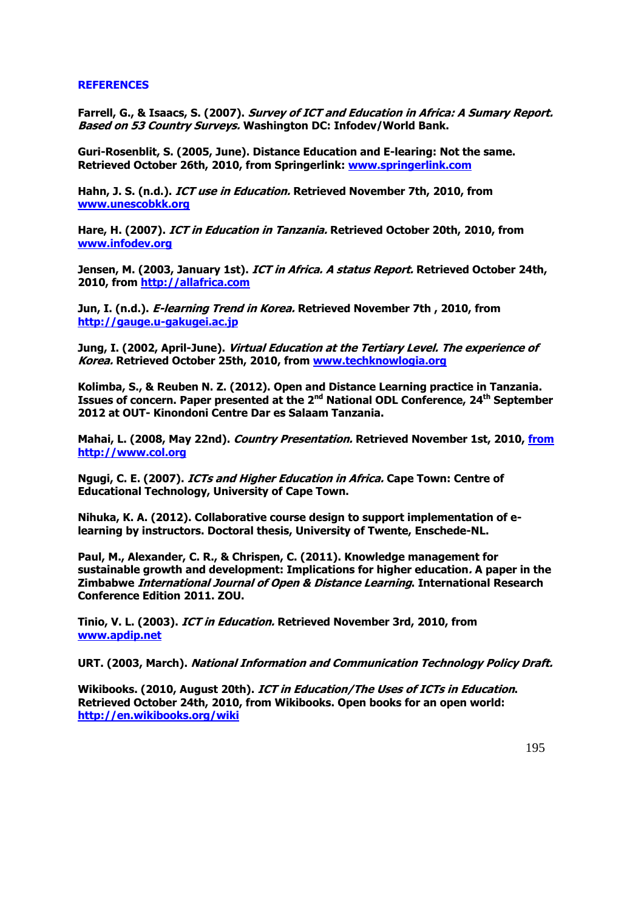## REFERENCES

**Farrell, G., & Isaacs, S. (2007). *Survey of ICT and Education in Africa: A Sumary Report. Based on 53 Country Surveys.* Washington DC: Infodev/World Bank.**

**Guri-Rosenblit, S. (2005, June). Distance Education and E-learing: Not the same. Retrieved October 26th, 2010, from Springerlink: www.springerlink.com**

**Hahn, J. S. (n.d.). *ICT use in Education.* Retrieved November 7th, 2010, from www.unescobkk.org**

**Hare, H. (2007). *ICT in Education in Tanzania.* Retrieved October 20th, 2010, from www.infodev.org**

**Jensen, M. (2003, January 1st). *ICT in Africa. A status Report.* Retrieved October 24th, 2010, from http://allafrica.com**

**Jun, I. (n.d.). *E-learning Trend in Korea.* Retrieved November 7th , 2010, from http://gauge.u-gakugei.ac.jp**

**Jung, I. (2002, April-June). *Virtual Education at the Tertiary Level. The experience of Korea.* Retrieved October 25th, 2010, from www.techknowlogia.org**

**Kolimba, S., & Reuben N. Z. (2012). Open and Distance Learning practice in Tanzania. Issues of concern. Paper presented at the 2nd National ODL Conference, 24th September 2012 at OUT- Kinondoni Centre Dar es Salaam Tanzania.**

**Mahai, L. (2008, May 22nd). *Country Presentation.* Retrieved November 1st, 2010, from http://www.col.org**

**Ngugi, C. E. (2007). *ICTs and Higher Education in Africa.* Cape Town: Centre of Educational Technology, University of Cape Town.**

**Nihuka, K. A. (2012). Collaborative course design to support implementation of e-learning by instructors. Doctoral thesis, University of Twente, Enschede-NL.**

**Paul, M., Alexander, C. R., & Chrispen, C. (2011). Knowledge management for sustainable growth and development: Implications for higher education. A paper in the Zimbabwe *International Journal of Open & Distance Learning*. International Research Conference Edition 2011. ZOU.**

**Tinio, V. L. (2003). *ICT in Education.* Retrieved November 3rd, 2010, from www.apdip.net**

**URT. (2003, March). *National Information and Communication Technology Policy Draft.***

**Wikibooks. (2010, August 20th). *ICT in Education/The Uses of ICTs in Education*. Retrieved October 24th, 2010, from Wikibooks. Open books for an open world: http://en.wikibooks.org/wiki**